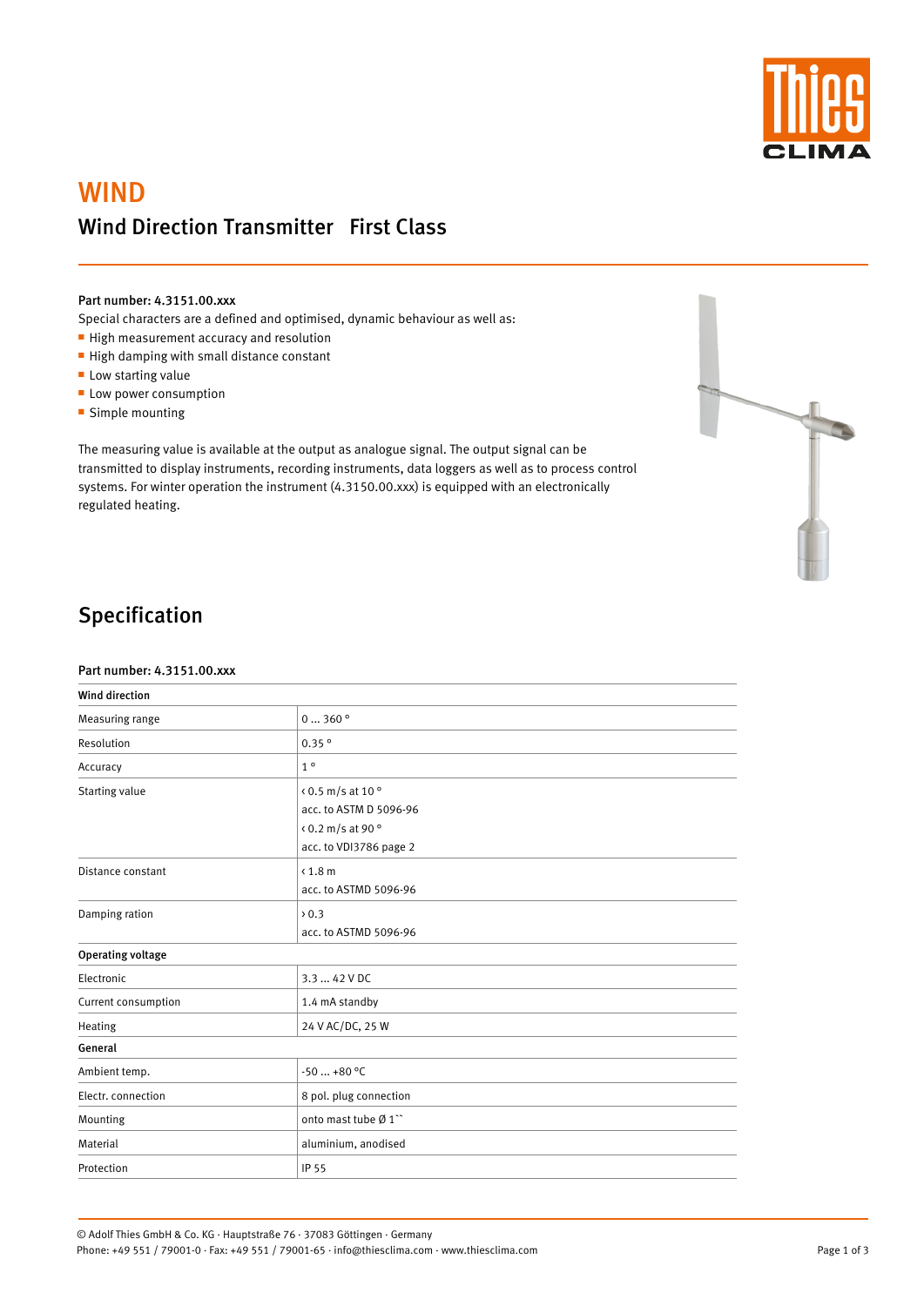# WIND

## Wind Direction Transmitter First Class

**Part number: 4.3151.00.xxx**

Special characters are a defined and optimised, dynamic behaviour as well as:

- High measurement accuracy and resolution
- High damping with small distance constant
- Low starting value
- Low power consumption
- Simple mounting

The measuring value is available at the output as analogue signal. The output signal can be transmitted to display instruments, recording instruments, data loggers as well as to process control systems. For winter operation the instrument (4.3150.00.xxx) is equipped with an electronically regulated heating.

## Specification

**Part number: 4.3151.00.xxx**

| **Wind direction** | |
|---|---|
| Measuring range | 0 ... 360 ° |
| Resolution | 0.35 ° |
| Accuracy | 1 ° |
| Starting value | ‹ 0.5 m/s at 10 °<br>acc. to ASTM D 5096-96<br>‹ 0.2 m/s at 90 °<br>acc. to VDI3786 page 2 |
| Distance constant | ‹ 1.8 m<br>acc. to ASTMD 5096-96 |
| Damping ration | › 0.3<br>acc. to ASTMD 5096-96 |
| **Operating voltage** | |
| Electronic | 3.3 ... 42 V DC |
| Current consumption | 1.4 mA standby |
| Heating | 24 V AC/DC, 25 W |
| **General** | |
| Ambient temp. | -50 ... +80 °C |
| Electr. connection | 8 pol. plug connection |
| Mounting | onto mast tube Ø 1`` |
| Material | aluminium, anodised |
| Protection | IP 55 |

© Adolf Thies GmbH & Co. KG · Hauptstraße 76 · 37083 Göttingen · Germany
Phone: +49 551 / 79001-0 · Fax: +49 551 / 79001-65 · info@thiesclima.com · www.thiesclima.com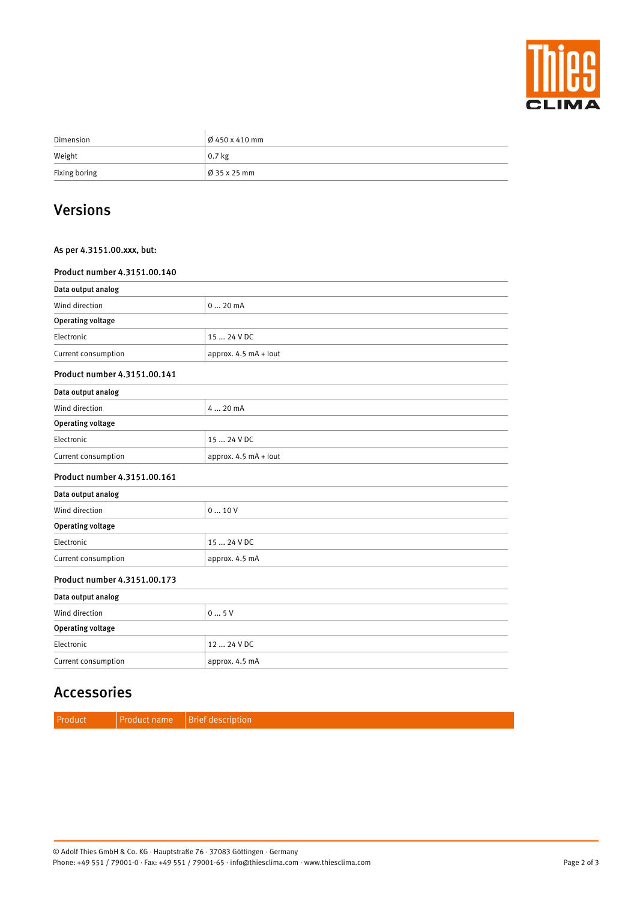| | |
|---|---|
| Dimension | Ø 450 x 410 mm |
| Weight | 0.7 kg |
| Fixing boring | Ø 35 x 25 mm |

## Versions

**As per 4.3151.00.xxx, but:**

### Product number 4.3151.00.140

| **Data output analog** | |
|---|---|
| Wind direction | 0 … 20 mA |
| **Operating voltage** | |
| Electronic | 15 … 24 V DC |
| Current consumption | approx. 4.5 mA + Iout |

### Product number 4.3151.00.141

| **Data output analog** | |
|---|---|
| Wind direction | 4 … 20 mA |
| **Operating voltage** | |
| Electronic | 15 … 24 V DC |
| Current consumption | approx. 4.5 mA + Iout |

### Product number 4.3151.00.161

| **Data output analog** | |
|---|---|
| Wind direction | 0 … 10 V |
| **Operating voltage** | |
| Electronic | 15 … 24 V DC |
| Current consumption | approx. 4.5 mA |

### Product number 4.3151.00.173

| **Data output analog** | |
|---|---|
| Wind direction | 0 … 5 V |
| **Operating voltage** | |
| Electronic | 12 … 24 V DC |
| Current consumption | approx. 4.5 mA |

## Accessories

| Product | Product name | Brief description |
|---|---|---|

© Adolf Thies GmbH & Co. KG · Hauptstraße 76 · 37083 Göttingen · Germany
Phone: +49 551 / 79001-0 · Fax: +49 551 / 79001-65 · info@thiesclima.com · www.thiesclima.com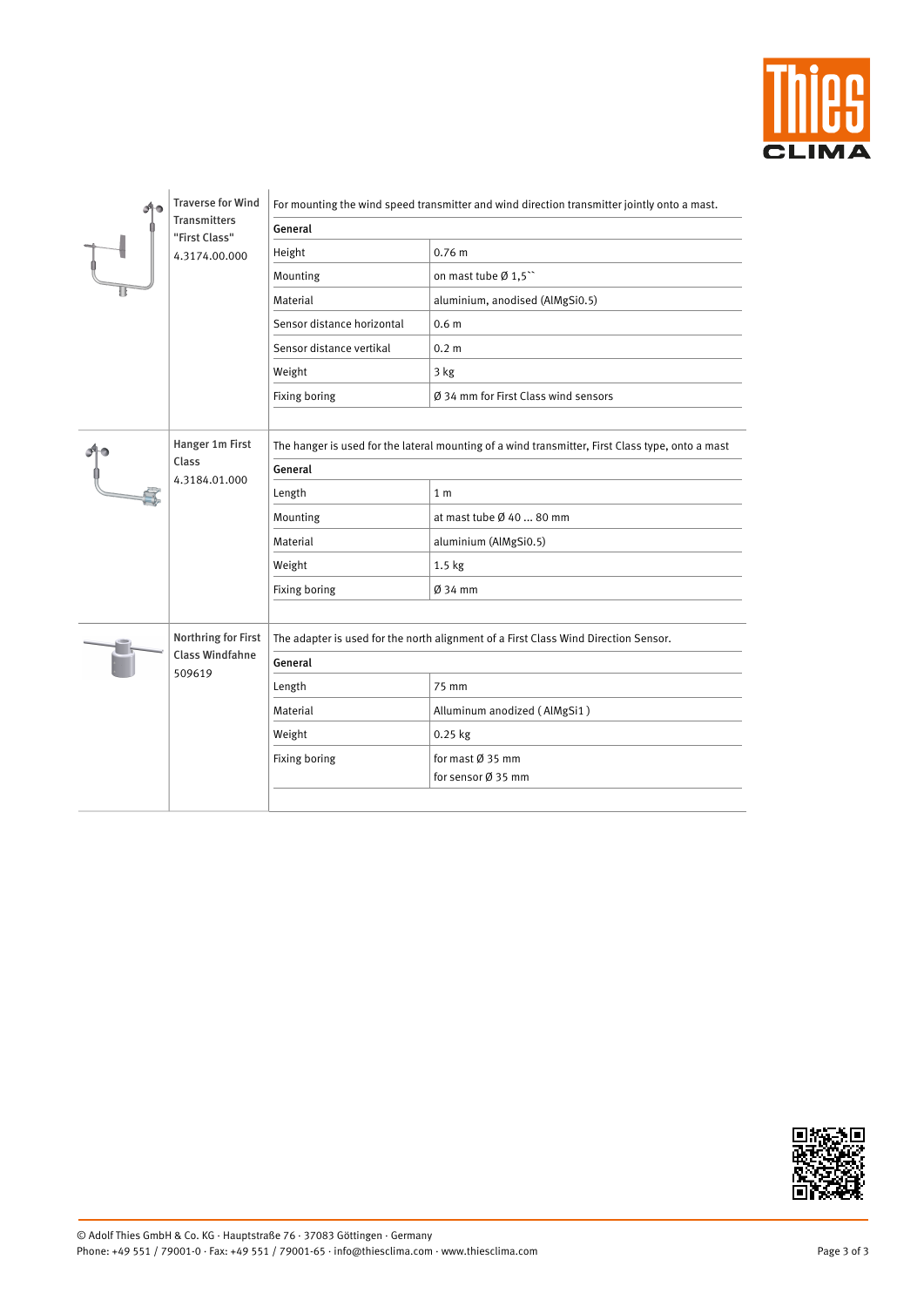**Traverse for Wind Transmitters "First Class"**
4.3174.00.000

For mounting the wind speed transmitter and wind direction transmitter jointly onto a mast.

| General | |
|---|---|
| Height | 0.76 m |
| Mounting | on mast tube Ø 1,5`` |
| Material | aluminium, anodised (AlMgSi0.5) |
| Sensor distance horizontal | 0.6 m |
| Sensor distance vertikal | 0.2 m |
| Weight | 3 kg |
| Fixing boring | Ø 34 mm for First Class wind sensors |

**Hanger 1m First Class**
4.3184.01.000

The hanger is used for the lateral mounting of a wind transmitter, First Class type, onto a mast

| General | |
|---|---|
| Length | 1 m |
| Mounting | at mast tube Ø 40 ... 80 mm |
| Material | aluminium (AlMgSi0.5) |
| Weight | 1.5 kg |
| Fixing boring | Ø 34 mm |

**Northring for First Class Windfahne**
509619

The adapter is used for the north alignment of a First Class Wind Direction Sensor.

| General | |
|---|---|
| Length | 75 mm |
| Material | Alluminum anodized ( AlMgSi1 ) |
| Weight | 0.25 kg |
| Fixing boring | for mast Ø 35 mm<br>for sensor Ø 35 mm |

© Adolf Thies GmbH & Co. KG · Hauptstraße 76 · 37083 Göttingen · Germany
Phone: +49 551 / 79001-0 · Fax: +49 551 / 79001-65 · info@thiesclima.com · www.thiesclima.com